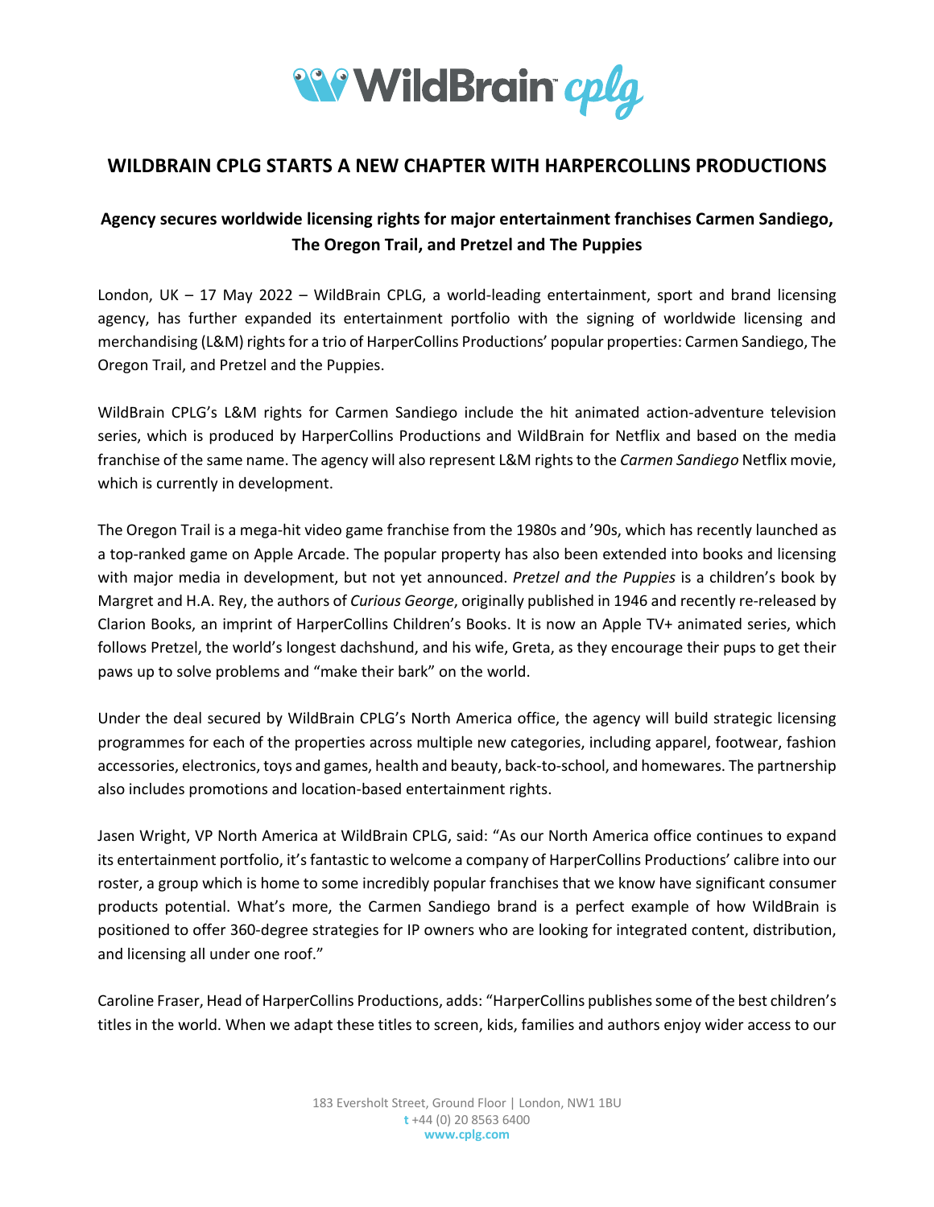# WILDBRAIN CPLG STARTS A NEW CHAPTER WITH HARPERCOLLINS PRODUCTIONS

## Agency secures worldwide licensing rights for major entertainment franchises Carmen Sandiego, The Oregon Trail, and Pretzel and The Puppies

London, UK – 17 May 2022 – WildBrain CPLG, a world-leading entertainment, sport and brand licensing agency, has further expanded its entertainment portfolio with the signing of worldwide licensing and merchandising (L&M) rights for a trio of HarperCollins Productions' popular properties: Carmen Sandiego, The Oregon Trail, and Pretzel and the Puppies.

WildBrain CPLG's L&M rights for Carmen Sandiego include the hit animated action-adventure television series, which is produced by HarperCollins Productions and WildBrain for Netflix and based on the media franchise of the same name. The agency will also represent L&M rights to the *Carmen Sandiego* Netflix movie, which is currently in development.

The Oregon Trail is a mega-hit video game franchise from the 1980s and '90s, which has recently launched as a top-ranked game on Apple Arcade. The popular property has also been extended into books and licensing with major media in development, but not yet announced. *Pretzel and the Puppies* is a children's book by Margret and H.A. Rey, the authors of *Curious George*, originally published in 1946 and recently re-released by Clarion Books, an imprint of HarperCollins Children's Books. It is now an Apple TV+ animated series, which follows Pretzel, the world's longest dachshund, and his wife, Greta, as they encourage their pups to get their paws up to solve problems and "make their bark" on the world.

Under the deal secured by WildBrain CPLG's North America office, the agency will build strategic licensing programmes for each of the properties across multiple new categories, including apparel, footwear, fashion accessories, electronics, toys and games, health and beauty, back-to-school, and homewares. The partnership also includes promotions and location-based entertainment rights.

Jasen Wright, VP North America at WildBrain CPLG, said: "As our North America office continues to expand its entertainment portfolio, it's fantastic to welcome a company of HarperCollins Productions' calibre into our roster, a group which is home to some incredibly popular franchises that we know have significant consumer products potential. What's more, the Carmen Sandiego brand is a perfect example of how WildBrain is positioned to offer 360-degree strategies for IP owners who are looking for integrated content, distribution, and licensing all under one roof."

Caroline Fraser, Head of HarperCollins Productions, adds: "HarperCollins publishes some of the best children's titles in the world. When we adapt these titles to screen, kids, families and authors enjoy wider access to our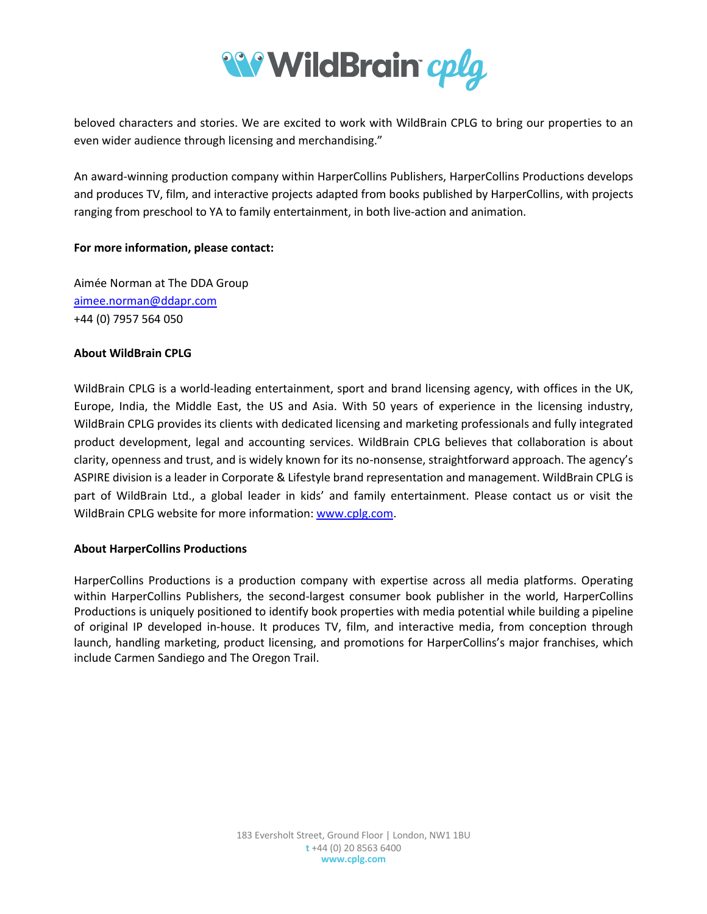beloved characters and stories. We are excited to work with WildBrain CPLG to bring our properties to an even wider audience through licensing and merchandising."

An award-winning production company within HarperCollins Publishers, HarperCollins Productions develops and produces TV, film, and interactive projects adapted from books published by HarperCollins, with projects ranging from preschool to YA to family entertainment, in both live-action and animation.

**For more information, please contact:**

Aimée Norman at The DDA Group
aimee.norman@ddapr.com
+44 (0) 7957 564 050

**About WildBrain CPLG**

WildBrain CPLG is a world-leading entertainment, sport and brand licensing agency, with offices in the UK, Europe, India, the Middle East, the US and Asia. With 50 years of experience in the licensing industry, WildBrain CPLG provides its clients with dedicated licensing and marketing professionals and fully integrated product development, legal and accounting services. WildBrain CPLG believes that collaboration is about clarity, openness and trust, and is widely known for its no-nonsense, straightforward approach. The agency's ASPIRE division is a leader in Corporate & Lifestyle brand representation and management. WildBrain CPLG is part of WildBrain Ltd., a global leader in kids' and family entertainment. Please contact us or visit the WildBrain CPLG website for more information: www.cplg.com.

**About HarperCollins Productions**

HarperCollins Productions is a production company with expertise across all media platforms. Operating within HarperCollins Publishers, the second-largest consumer book publisher in the world, HarperCollins Productions is uniquely positioned to identify book properties with media potential while building a pipeline of original IP developed in-house. It produces TV, film, and interactive media, from conception through launch, handling marketing, product licensing, and promotions for HarperCollins's major franchises, which include Carmen Sandiego and The Oregon Trail.